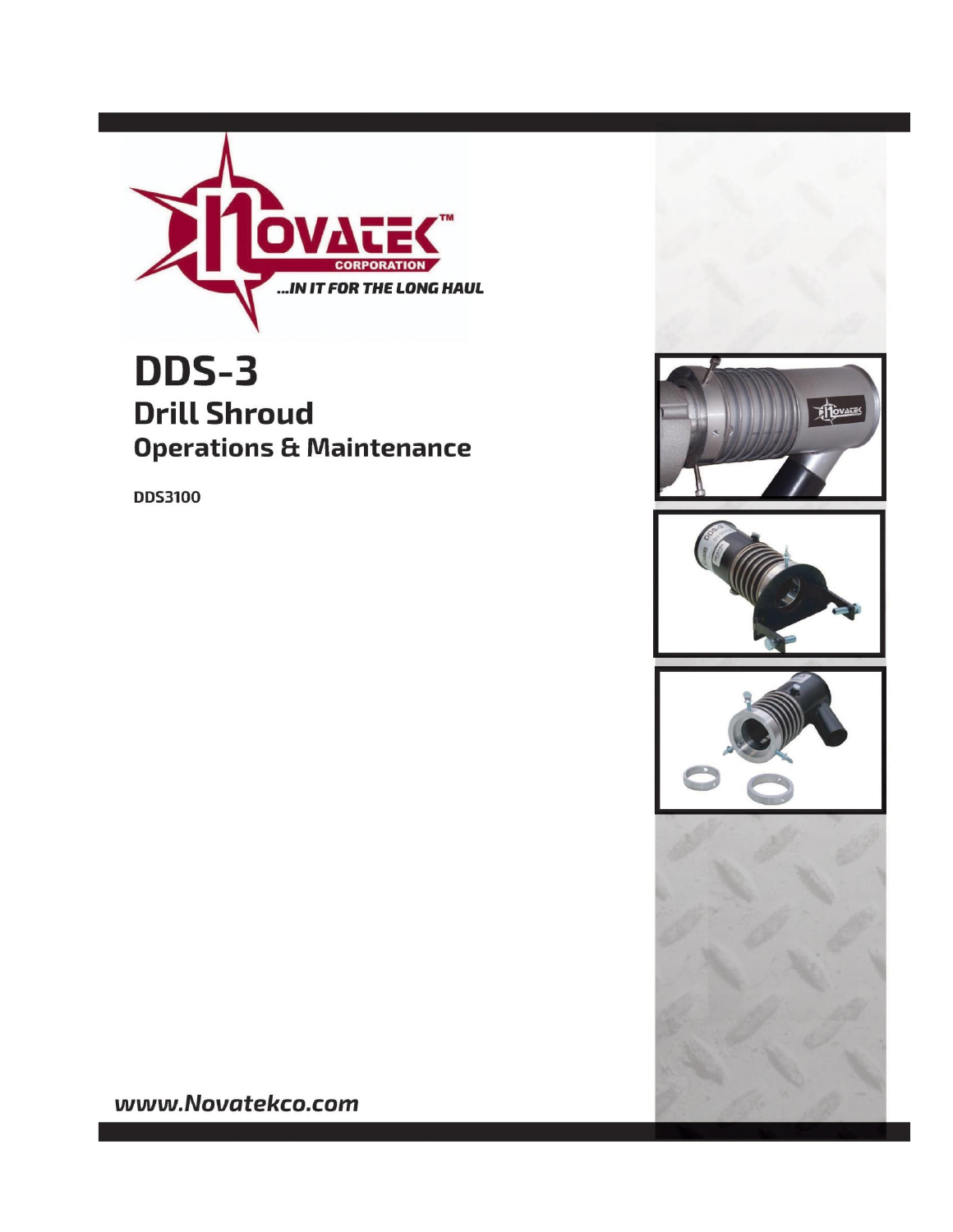# DDS-3

## Drill Shroud

### Operations & Maintenance

**DDS3100**

***www.Novatekco.com***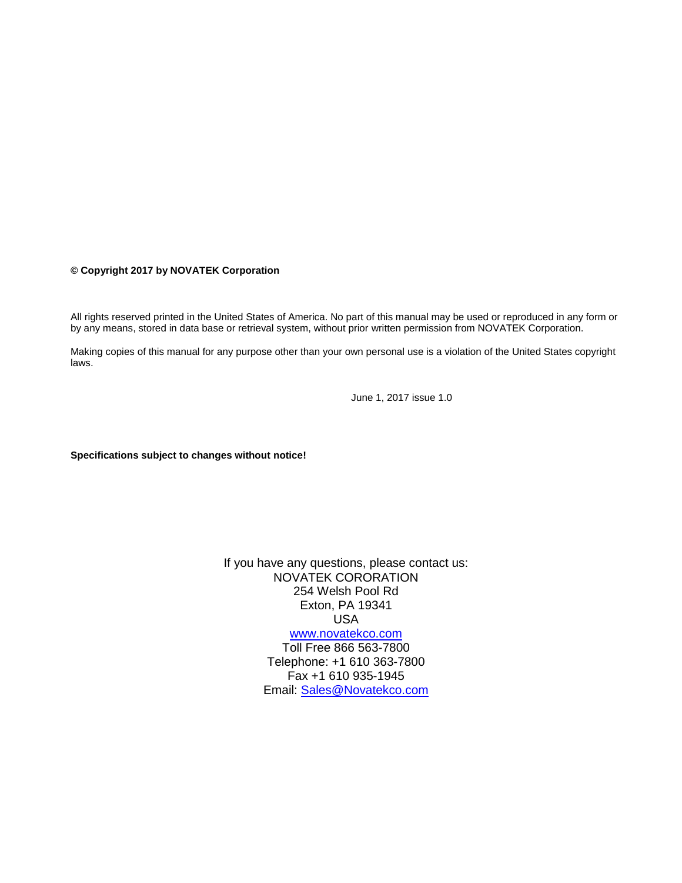**© Copyright 2017 by NOVATEK Corporation**

All rights reserved printed in the United States of America. No part of this manual may be used or reproduced in any form or by any means, stored in data base or retrieval system, without prior written permission from NOVATEK Corporation.

Making copies of this manual for any purpose other than your own personal use is a violation of the United States copyright laws.

June 1, 2017 issue 1.0

**Specifications subject to changes without notice!**

If you have any questions, please contact us:
NOVATEK CORORATION
254 Welsh Pool Rd
Exton, PA 19341
USA
www.novatekco.com
Toll Free 866 563-7800
Telephone: +1 610 363-7800
Fax +1 610 935-1945
Email: Sales@Novatekco.com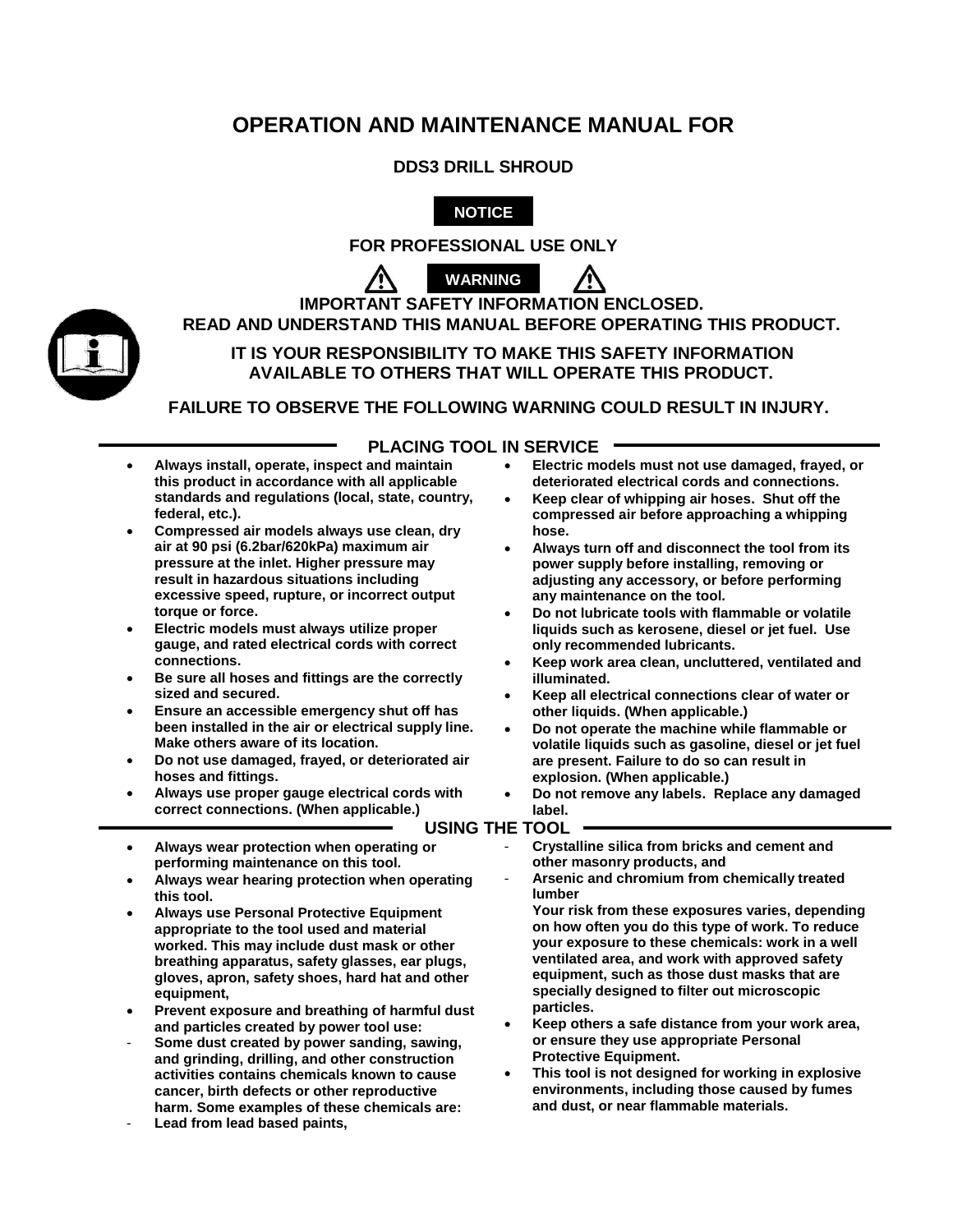# OPERATION AND MAINTENANCE MANUAL FOR

## DDS3 DRILL SHROUD

**NOTICE**

**FOR PROFESSIONAL USE ONLY**

**WARNING**

**IMPORTANT SAFETY INFORMATION ENCLOSED.**
**READ AND UNDERSTAND THIS MANUAL BEFORE OPERATING THIS PRODUCT.**

**IT IS YOUR RESPONSIBILITY TO MAKE THIS SAFETY INFORMATION AVAILABLE TO OTHERS THAT WILL OPERATE THIS PRODUCT.**

**FAILURE TO OBSERVE THE FOLLOWING WARNING COULD RESULT IN INJURY.**

## PLACING TOOL IN SERVICE

- **Always install, operate, inspect and maintain this product in accordance with all applicable standards and regulations (local, state, country, federal, etc.).**
- **Compressed air models always use clean, dry air at 90 psi (6.2bar/620kPa) maximum air pressure at the inlet. Higher pressure may result in hazardous situations including excessive speed, rupture, or incorrect output torque or force.**
- **Electric models must always utilize proper gauge, and rated electrical cords with correct connections.**
- **Be sure all hoses and fittings are the correctly sized and secured.**
- **Ensure an accessible emergency shut off has been installed in the air or electrical supply line. Make others aware of its location.**
- **Do not use damaged, frayed, or deteriorated air hoses and fittings.**
- **Always use proper gauge electrical cords with correct connections. (When applicable.)**
- **Electric models must not use damaged, frayed, or deteriorated electrical cords and connections.**
- **Keep clear of whipping air hoses. Shut off the compressed air before approaching a whipping hose.**
- **Always turn off and disconnect the tool from its power supply before installing, removing or adjusting any accessory, or before performing any maintenance on the tool.**
- **Do not lubricate tools with flammable or volatile liquids such as kerosene, diesel or jet fuel. Use only recommended lubricants.**
- **Keep work area clean, uncluttered, ventilated and illuminated.**
- **Keep all electrical connections clear of water or other liquids. (When applicable.)**
- **Do not operate the machine while flammable or volatile liquids such as gasoline, diesel or jet fuel are present. Failure to do so can result in explosion. (When applicable.)**
- **Do not remove any labels. Replace any damaged label.**

## USING THE TOOL

- **Always wear protection when operating or performing maintenance on this tool.**
- **Always wear hearing protection when operating this tool.**
- **Always use Personal Protective Equipment appropriate to the tool used and material worked. This may include dust mask or other breathing apparatus, safety glasses, ear plugs, gloves, apron, safety shoes, hard hat and other equipment,**
- **Prevent exposure and breathing of harmful dust and particles created by power tool use:**
  - **Some dust created by power sanding, sawing, and grinding, drilling, and other construction activities contains chemicals known to cause cancer, birth defects or other reproductive harm. Some examples of these chemicals are:**
  - **Lead from lead based paints,**
  - **Crystalline silica from bricks and cement and other masonry products, and**
  - **Arsenic and chromium from chemically treated lumber**

  **Your risk from these exposures varies, depending on how often you do this type of work. To reduce your exposure to these chemicals: work in a well ventilated area, and work with approved safety equipment, such as those dust masks that are specially designed to filter out microscopic particles.**
- **Keep others a safe distance from your work area, or ensure they use appropriate Personal Protective Equipment.**
- **This tool is not designed for working in explosive environments, including those caused by fumes and dust, or near flammable materials.**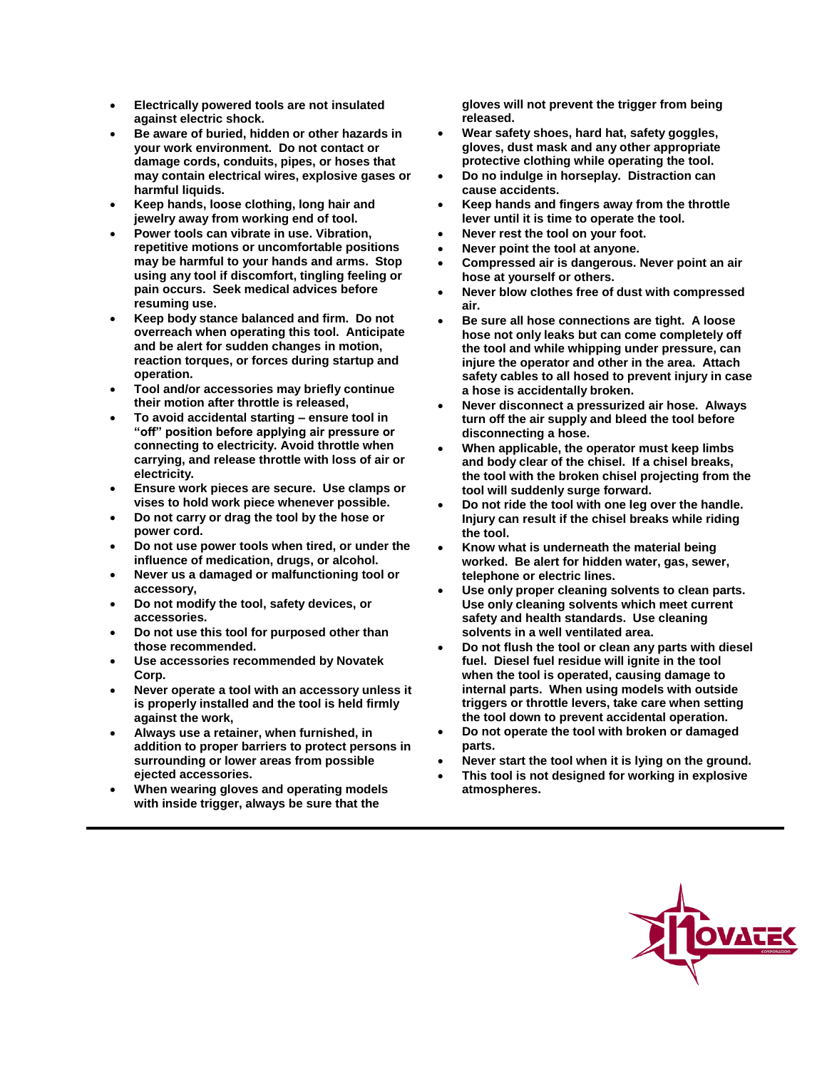- **Electrically powered tools are not insulated against electric shock.**
- **Be aware of buried, hidden or other hazards in your work environment. Do not contact or damage cords, conduits, pipes, or hoses that may contain electrical wires, explosive gases or harmful liquids.**
- **Keep hands, loose clothing, long hair and jewelry away from working end of tool.**
- **Power tools can vibrate in use. Vibration, repetitive motions or uncomfortable positions may be harmful to your hands and arms. Stop using any tool if discomfort, tingling feeling or pain occurs. Seek medical advices before resuming use.**
- **Keep body stance balanced and firm. Do not overreach when operating this tool. Anticipate and be alert for sudden changes in motion, reaction torques, or forces during startup and operation.**
- **Tool and/or accessories may briefly continue their motion after throttle is released,**
- **To avoid accidental starting – ensure tool in "off" position before applying air pressure or connecting to electricity. Avoid throttle when carrying, and release throttle with loss of air or electricity.**
- **Ensure work pieces are secure. Use clamps or vises to hold work piece whenever possible.**
- **Do not carry or drag the tool by the hose or power cord.**
- **Do not use power tools when tired, or under the influence of medication, drugs, or alcohol.**
- **Never us a damaged or malfunctioning tool or accessory,**
- **Do not modify the tool, safety devices, or accessories.**
- **Do not use this tool for purposed other than those recommended.**
- **Use accessories recommended by Novatek Corp.**
- **Never operate a tool with an accessory unless it is properly installed and the tool is held firmly against the work,**
- **Always use a retainer, when furnished, in addition to proper barriers to protect persons in surrounding or lower areas from possible ejected accessories.**
- **When wearing gloves and operating models with inside trigger, always be sure that the gloves will not prevent the trigger from being released.**
- **Wear safety shoes, hard hat, safety goggles, gloves, dust mask and any other appropriate protective clothing while operating the tool.**
- **Do no indulge in horseplay. Distraction can cause accidents.**
- **Keep hands and fingers away from the throttle lever until it is time to operate the tool.**
- **Never rest the tool on your foot.**
- **Never point the tool at anyone.**
- **Compressed air is dangerous. Never point an air hose at yourself or others.**
- **Never blow clothes free of dust with compressed air.**
- **Be sure all hose connections are tight. A loose hose not only leaks but can come completely off the tool and while whipping under pressure, can injure the operator and other in the area. Attach safety cables to all hosed to prevent injury in case a hose is accidentally broken.**
- **Never disconnect a pressurized air hose. Always turn off the air supply and bleed the tool before disconnecting a hose.**
- **When applicable, the operator must keep limbs and body clear of the chisel. If a chisel breaks, the tool with the broken chisel projecting from the tool will suddenly surge forward.**
- **Do not ride the tool with one leg over the handle. Injury can result if the chisel breaks while riding the tool.**
- **Know what is underneath the material being worked. Be alert for hidden water, gas, sewer, telephone or electric lines.**
- **Use only proper cleaning solvents to clean parts. Use only cleaning solvents which meet current safety and health standards. Use cleaning solvents in a well ventilated area.**
- **Do not flush the tool or clean any parts with diesel fuel. Diesel fuel residue will ignite in the tool when the tool is operated, causing damage to internal parts. When using models with outside triggers or throttle levers, take care when setting the tool down to prevent accidental operation.**
- **Do not operate the tool with broken or damaged parts.**
- **Never start the tool when it is lying on the ground.**
- **This tool is not designed for working in explosive atmospheres.**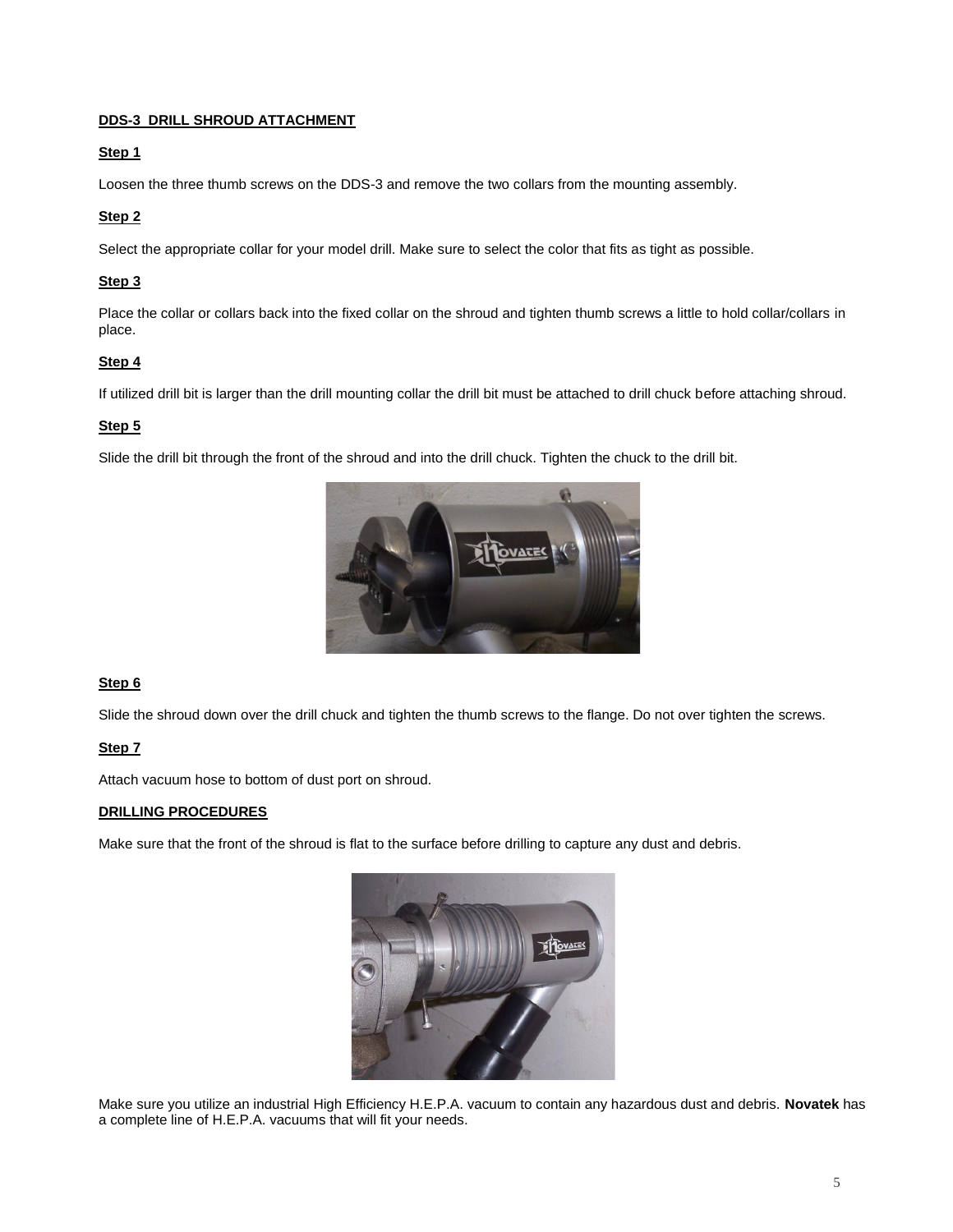## DDS-3 DRILL SHROUD ATTACHMENT

### Step 1

Loosen the three thumb screws on the DDS-3 and remove the two collars from the mounting assembly.

### Step 2

Select the appropriate collar for your model drill. Make sure to select the color that fits as tight as possible.

### Step 3

Place the collar or collars back into the fixed collar on the shroud and tighten thumb screws a little to hold collar/collars in place.

### Step 4

If utilized drill bit is larger than the drill mounting collar the drill bit must be attached to drill chuck before attaching shroud.

### Step 5

Slide the drill bit through the front of the shroud and into the drill chuck. Tighten the chuck to the drill bit.

### Step 6

Slide the shroud down over the drill chuck and tighten the thumb screws to the flange. Do not over tighten the screws.

### Step 7

Attach vacuum hose to bottom of dust port on shroud.

## DRILLING PROCEDURES

Make sure that the front of the shroud is flat to the surface before drilling to capture any dust and debris.

Make sure you utilize an industrial High Efficiency H.E.P.A. vacuum to contain any hazardous dust and debris. **Novatek** has a complete line of H.E.P.A. vacuums that will fit your needs.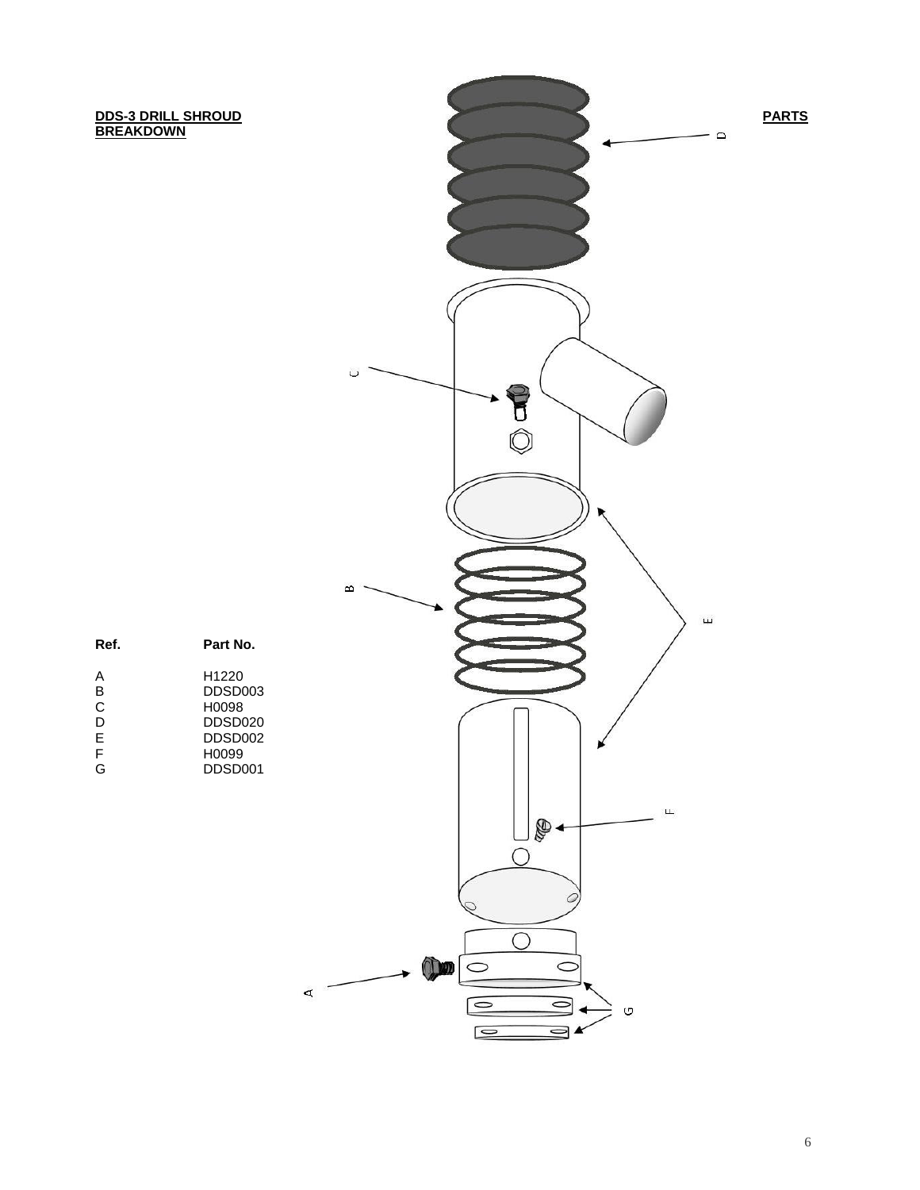# DDS-3 DRILL SHROUD PARTS BREAKDOWN

| Ref. | Part No. |
|---|---|
| A | H1220 |
| B | DDSD003 |
| C | H0098 |
| D | DDSD020 |
| E | DDSD002 |
| F | H0099 |
| G | DDSD001 |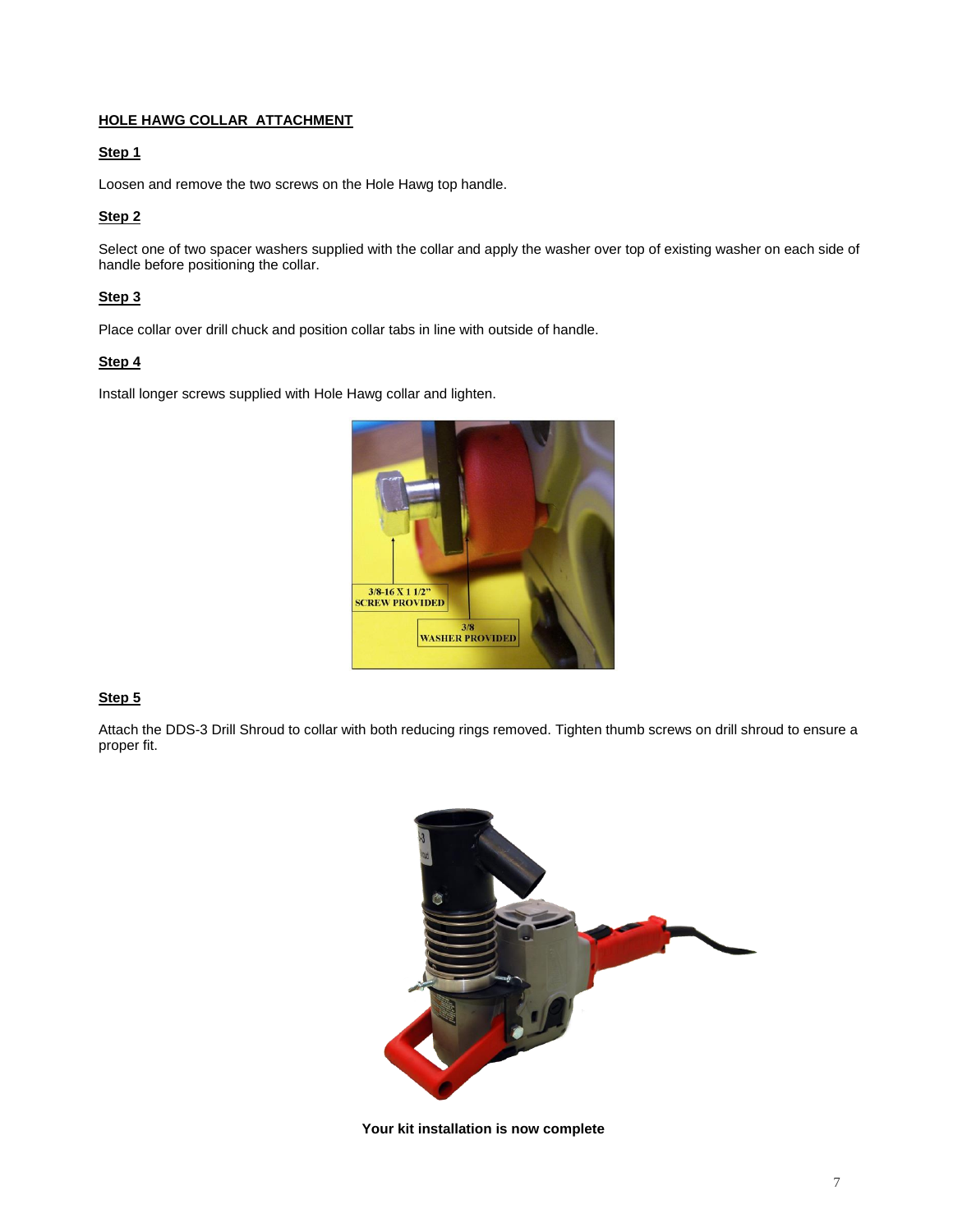## HOLE HAWG COLLAR ATTACHMENT

### Step 1

Loosen and remove the two screws on the Hole Hawg top handle.

### Step 2

Select one of two spacer washers supplied with the collar and apply the washer over top of existing washer on each side of handle before positioning the collar.

### Step 3

Place collar over drill chuck and position collar tabs in line with outside of handle.

### Step 4

Install longer screws supplied with Hole Hawg collar and lighten.

### Step 5

Attach the DDS-3 Drill Shroud to collar with both reducing rings removed. Tighten thumb screws on drill shroud to ensure a proper fit.

**Your kit installation is now complete**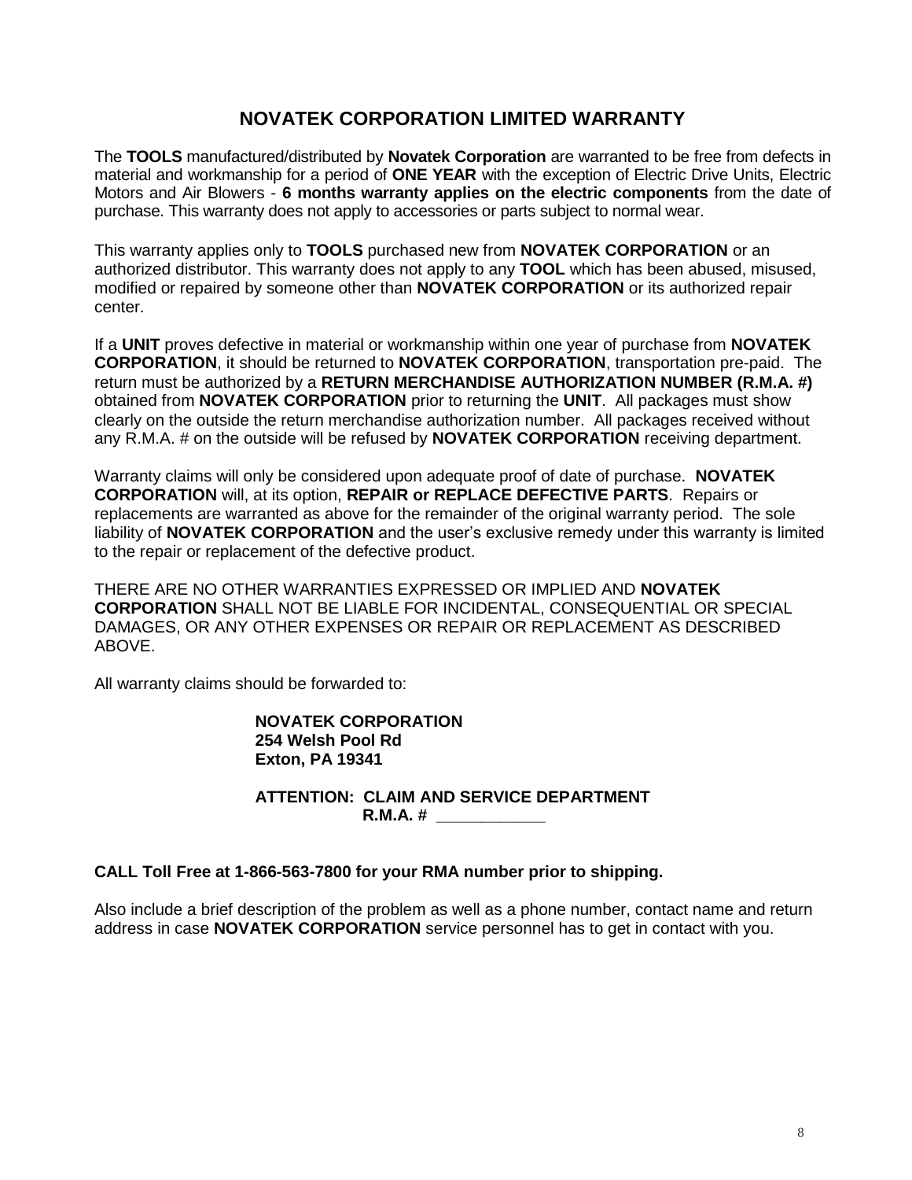# NOVATEK CORPORATION LIMITED WARRANTY

The **TOOLS** manufactured/distributed by **Novatek Corporation** are warranted to be free from defects in material and workmanship for a period of **ONE YEAR** with the exception of Electric Drive Units, Electric Motors and Air Blowers - **6 months warranty applies on the electric components** from the date of purchase. This warranty does not apply to accessories or parts subject to normal wear.

This warranty applies only to **TOOLS** purchased new from **NOVATEK CORPORATION** or an authorized distributor. This warranty does not apply to any **TOOL** which has been abused, misused, modified or repaired by someone other than **NOVATEK CORPORATION** or its authorized repair center.

If a **UNIT** proves defective in material or workmanship within one year of purchase from **NOVATEK CORPORATION**, it should be returned to **NOVATEK CORPORATION**, transportation pre-paid. The return must be authorized by a **RETURN MERCHANDISE AUTHORIZATION NUMBER (R.M.A. #)** obtained from **NOVATEK CORPORATION** prior to returning the **UNIT**. All packages must show clearly on the outside the return merchandise authorization number. All packages received without any R.M.A. # on the outside will be refused by **NOVATEK CORPORATION** receiving department.

Warranty claims will only be considered upon adequate proof of date of purchase. **NOVATEK CORPORATION** will, at its option, **REPAIR or REPLACE DEFECTIVE PARTS**. Repairs or replacements are warranted as above for the remainder of the original warranty period. The sole liability of **NOVATEK CORPORATION** and the user's exclusive remedy under this warranty is limited to the repair or replacement of the defective product.

THERE ARE NO OTHER WARRANTIES EXPRESSED OR IMPLIED AND **NOVATEK CORPORATION** SHALL NOT BE LIABLE FOR INCIDENTAL, CONSEQUENTIAL OR SPECIAL DAMAGES, OR ANY OTHER EXPENSES OR REPAIR OR REPLACEMENT AS DESCRIBED ABOVE.

All warranty claims should be forwarded to:

**NOVATEK CORPORATION**
**254 Welsh Pool Rd**
**Exton, PA 19341**

**ATTENTION: CLAIM AND SERVICE DEPARTMENT**
**R.M.A. # ____________**

**CALL Toll Free at 1-866-563-7800 for your RMA number prior to shipping.**

Also include a brief description of the problem as well as a phone number, contact name and return address in case **NOVATEK CORPORATION** service personnel has to get in contact with you.